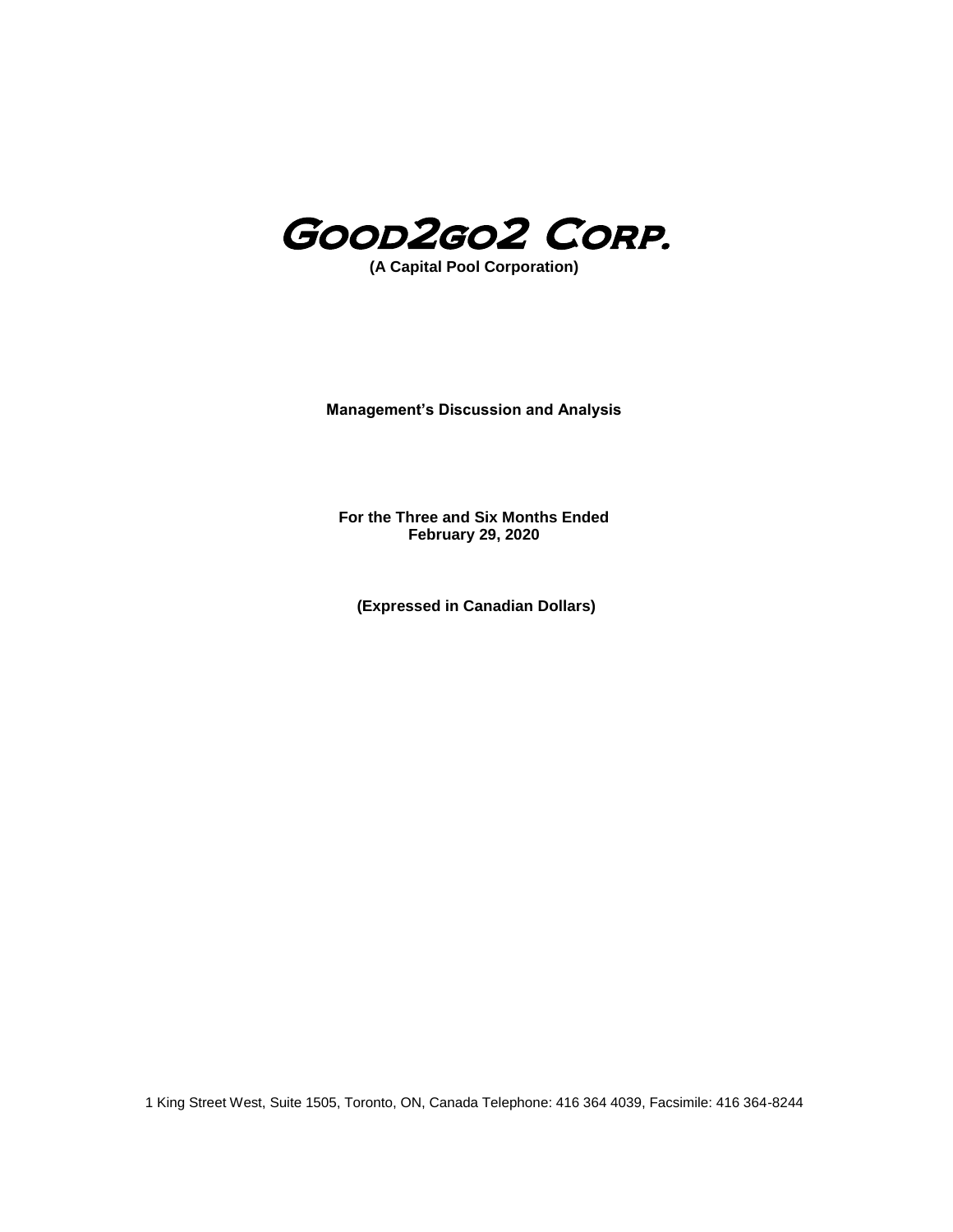# GOOD2GO2 CORP.

**(A Capital Pool Corporation)**

**Management's Discussion and Analysis**

**For the Three and Six Months Ended February 29, 2020**

**(Expressed in Canadian Dollars)**

1 King Street West, Suite 1505, Toronto, ON, Canada Telephone: 416 364 4039, Facsimile: 416 364-8244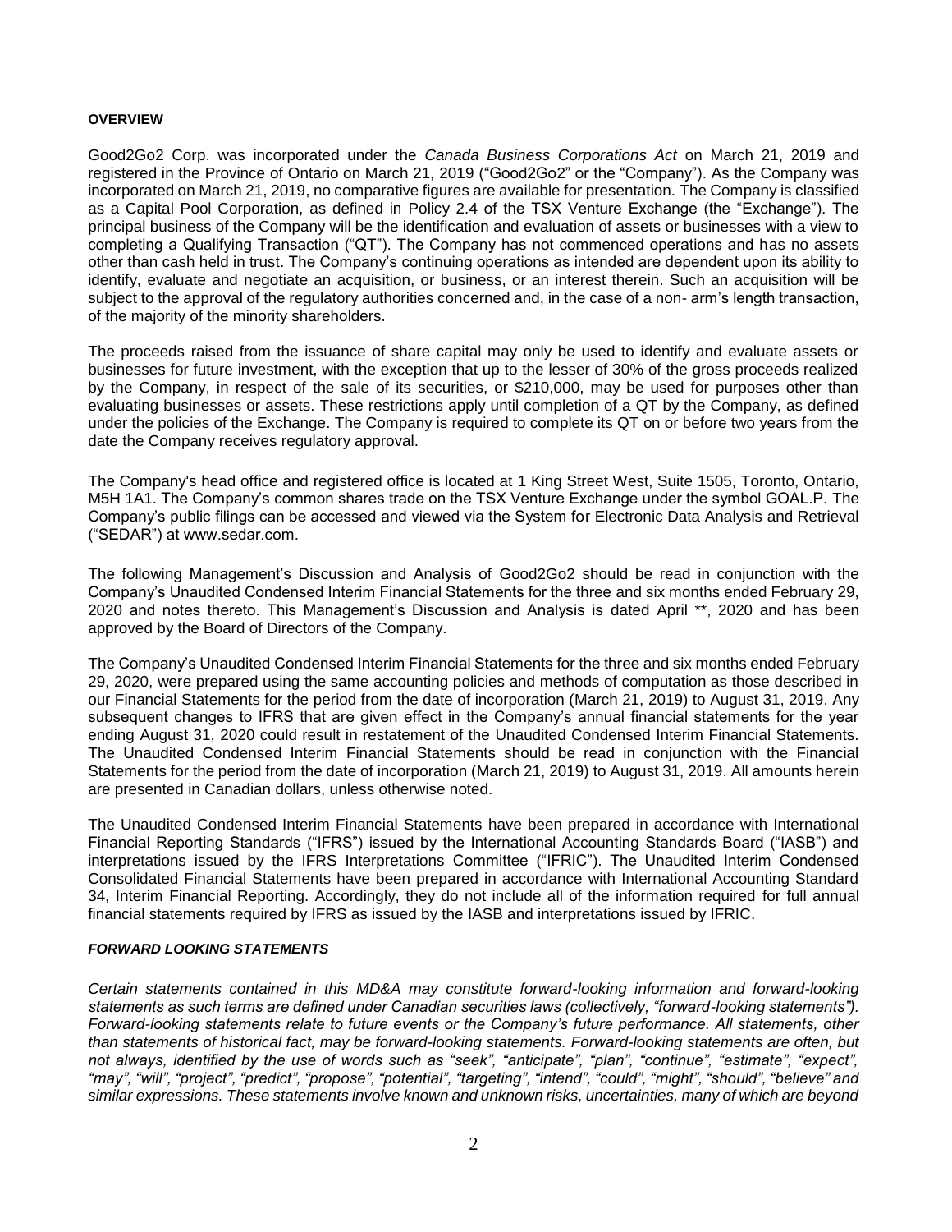**OVERVIEW**

Good2Go2 Corp. was incorporated under the *Canada Business Corporations Act* on March 21, 2019 and registered in the Province of Ontario on March 21, 2019 ("Good2Go2" or the "Company"). As the Company was incorporated on March 21, 2019, no comparative figures are available for presentation. The Company is classified as a Capital Pool Corporation, as defined in Policy 2.4 of the TSX Venture Exchange (the "Exchange"). The principal business of the Company will be the identification and evaluation of assets or businesses with a view to completing a Qualifying Transaction ("QT"). The Company has not commenced operations and has no assets other than cash held in trust. The Company's continuing operations as intended are dependent upon its ability to identify, evaluate and negotiate an acquisition, or business, or an interest therein. Such an acquisition will be subject to the approval of the regulatory authorities concerned and, in the case of a non- arm's length transaction, of the majority of the minority shareholders.

The proceeds raised from the issuance of share capital may only be used to identify and evaluate assets or businesses for future investment, with the exception that up to the lesser of 30% of the gross proceeds realized by the Company, in respect of the sale of its securities, or $210,000, may be used for purposes other than evaluating businesses or assets. These restrictions apply until completion of a QT by the Company, as defined under the policies of the Exchange. The Company is required to complete its QT on or before two years from the date the Company receives regulatory approval.

The Company's head office and registered office is located at 1 King Street West, Suite 1505, Toronto, Ontario, M5H 1A1. The Company's common shares trade on the TSX Venture Exchange under the symbol GOAL.P. The Company's public filings can be accessed and viewed via the System for Electronic Data Analysis and Retrieval ("SEDAR") at www.sedar.com.

The following Management's Discussion and Analysis of Good2Go2 should be read in conjunction with the Company's Unaudited Condensed Interim Financial Statements for the three and six months ended February 29, 2020 and notes thereto. This Management's Discussion and Analysis is dated April **, 2020 and has been approved by the Board of Directors of the Company.

The Company's Unaudited Condensed Interim Financial Statements for the three and six months ended February 29, 2020, were prepared using the same accounting policies and methods of computation as those described in our Financial Statements for the period from the date of incorporation (March 21, 2019) to August 31, 2019. Any subsequent changes to IFRS that are given effect in the Company's annual financial statements for the year ending August 31, 2020 could result in restatement of the Unaudited Condensed Interim Financial Statements. The Unaudited Condensed Interim Financial Statements should be read in conjunction with the Financial Statements for the period from the date of incorporation (March 21, 2019) to August 31, 2019. All amounts herein are presented in Canadian dollars, unless otherwise noted.

The Unaudited Condensed Interim Financial Statements have been prepared in accordance with International Financial Reporting Standards ("IFRS") issued by the International Accounting Standards Board ("IASB") and interpretations issued by the IFRS Interpretations Committee ("IFRIC"). The Unaudited Interim Condensed Consolidated Financial Statements have been prepared in accordance with International Accounting Standard 34, Interim Financial Reporting. Accordingly, they do not include all of the information required for full annual financial statements required by IFRS as issued by the IASB and interpretations issued by IFRIC.

***FORWARD LOOKING STATEMENTS***

*Certain statements contained in this MD&A may constitute forward-looking information and forward-looking statements as such terms are defined under Canadian securities laws (collectively, "forward-looking statements"). Forward-looking statements relate to future events or the Company's future performance. All statements, other than statements of historical fact, may be forward-looking statements. Forward-looking statements are often, but not always, identified by the use of words such as "seek", "anticipate", "plan", "continue", "estimate", "expect", "may", "will", "project", "predict", "propose", "potential", "targeting", "intend", "could", "might", "should", "believe" and similar expressions. These statements involve known and unknown risks, uncertainties, many of which are beyond*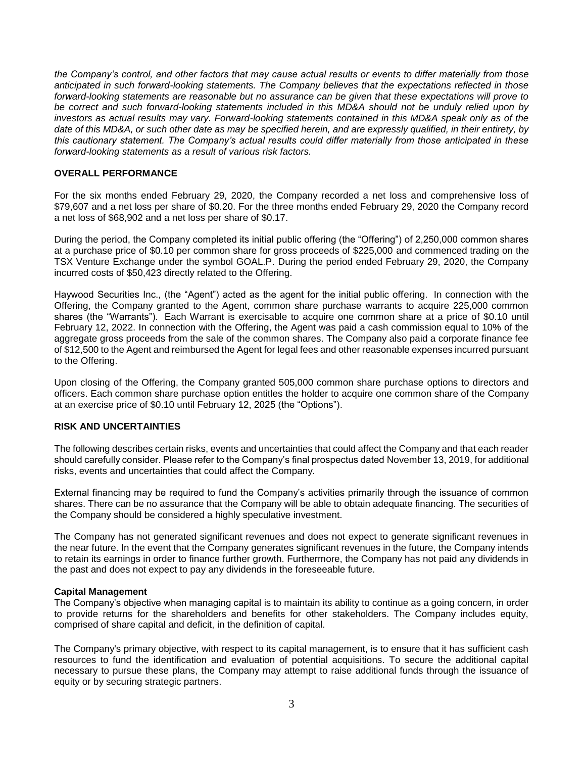*the Company's control, and other factors that may cause actual results or events to differ materially from those anticipated in such forward-looking statements. The Company believes that the expectations reflected in those forward-looking statements are reasonable but no assurance can be given that these expectations will prove to be correct and such forward-looking statements included in this MD&A should not be unduly relied upon by investors as actual results may vary. Forward-looking statements contained in this MD&A speak only as of the date of this MD&A, or such other date as may be specified herein, and are expressly qualified, in their entirety, by this cautionary statement. The Company's actual results could differ materially from those anticipated in these forward-looking statements as a result of various risk factors.*

## OVERALL PERFORMANCE

For the six months ended February 29, 2020, the Company recorded a net loss and comprehensive loss of $79,607 and a net loss per share of $0.20. For the three months ended February 29, 2020 the Company record a net loss of $68,902 and a net loss per share of $0.17.

During the period, the Company completed its initial public offering (the "Offering") of 2,250,000 common shares at a purchase price of $0.10 per common share for gross proceeds of $225,000 and commenced trading on the TSX Venture Exchange under the symbol GOAL.P. During the period ended February 29, 2020, the Company incurred costs of $50,423 directly related to the Offering.

Haywood Securities Inc., (the "Agent") acted as the agent for the initial public offering. In connection with the Offering, the Company granted to the Agent, common share purchase warrants to acquire 225,000 common shares (the "Warrants"). Each Warrant is exercisable to acquire one common share at a price of $0.10 until February 12, 2022. In connection with the Offering, the Agent was paid a cash commission equal to 10% of the aggregate gross proceeds from the sale of the common shares. The Company also paid a corporate finance fee of $12,500 to the Agent and reimbursed the Agent for legal fees and other reasonable expenses incurred pursuant to the Offering.

Upon closing of the Offering, the Company granted 505,000 common share purchase options to directors and officers. Each common share purchase option entitles the holder to acquire one common share of the Company at an exercise price of $0.10 until February 12, 2025 (the "Options").

## RISK AND UNCERTAINTIES

The following describes certain risks, events and uncertainties that could affect the Company and that each reader should carefully consider. Please refer to the Company's final prospectus dated November 13, 2019, for additional risks, events and uncertainties that could affect the Company.

External financing may be required to fund the Company's activities primarily through the issuance of common shares. There can be no assurance that the Company will be able to obtain adequate financing. The securities of the Company should be considered a highly speculative investment.

The Company has not generated significant revenues and does not expect to generate significant revenues in the near future. In the event that the Company generates significant revenues in the future, the Company intends to retain its earnings in order to finance further growth. Furthermore, the Company has not paid any dividends in the past and does not expect to pay any dividends in the foreseeable future.

### Capital Management

The Company's objective when managing capital is to maintain its ability to continue as a going concern, in order to provide returns for the shareholders and benefits for other stakeholders. The Company includes equity, comprised of share capital and deficit, in the definition of capital.

The Company's primary objective, with respect to its capital management, is to ensure that it has sufficient cash resources to fund the identification and evaluation of potential acquisitions. To secure the additional capital necessary to pursue these plans, the Company may attempt to raise additional funds through the issuance of equity or by securing strategic partners.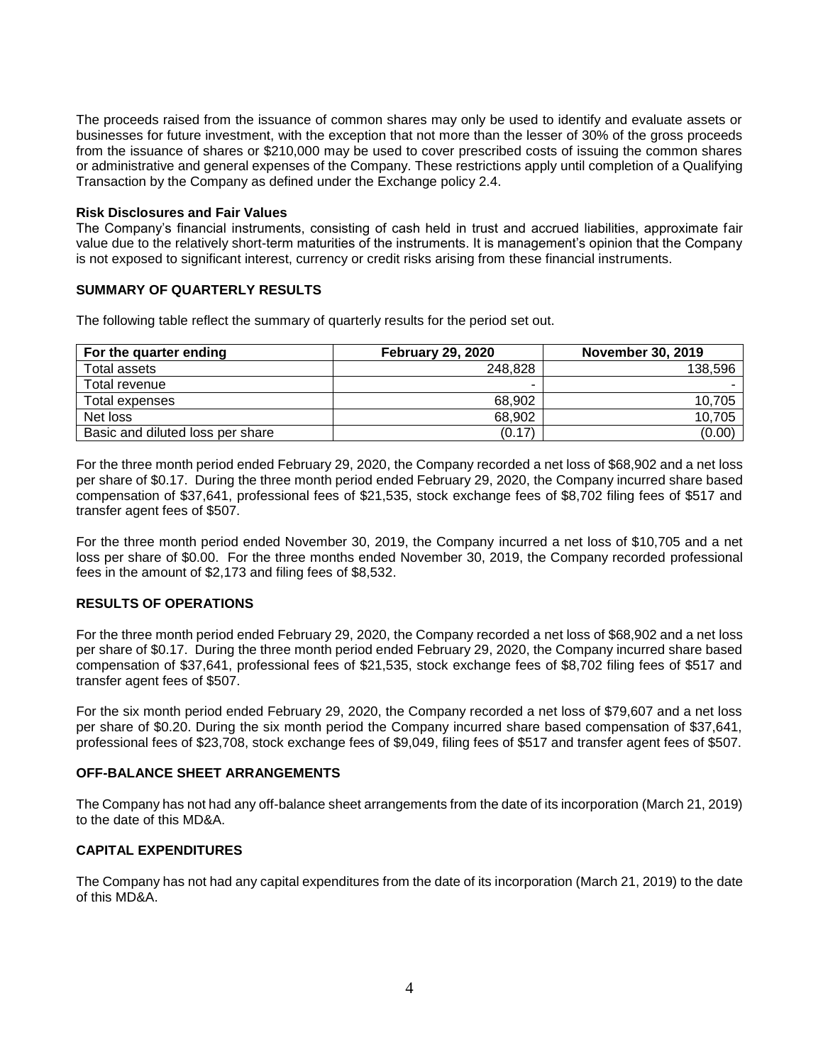The proceeds raised from the issuance of common shares may only be used to identify and evaluate assets or businesses for future investment, with the exception that not more than the lesser of 30% of the gross proceeds from the issuance of shares or $210,000 may be used to cover prescribed costs of issuing the common shares or administrative and general expenses of the Company. These restrictions apply until completion of a Qualifying Transaction by the Company as defined under the Exchange policy 2.4.

**Risk Disclosures and Fair Values**

The Company's financial instruments, consisting of cash held in trust and accrued liabilities, approximate fair value due to the relatively short-term maturities of the instruments. It is management's opinion that the Company is not exposed to significant interest, currency or credit risks arising from these financial instruments.

## SUMMARY OF QUARTERLY RESULTS

The following table reflect the summary of quarterly results for the period set out.

| For the quarter ending | February 29, 2020 | November 30, 2019 |
|---|---|---|
| Total assets | 248,828 | 138,596 |
| Total revenue | - | - |
| Total expenses | 68,902 | 10,705 |
| Net loss | 68,902 | 10,705 |
| Basic and diluted loss per share | (0.17) | (0.00) |

For the three month period ended February 29, 2020, the Company recorded a net loss of $68,902 and a net loss per share of $0.17. During the three month period ended February 29, 2020, the Company incurred share based compensation of $37,641, professional fees of $21,535, stock exchange fees of $8,702 filing fees of $517 and transfer agent fees of $507.

For the three month period ended November 30, 2019, the Company incurred a net loss of $10,705 and a net loss per share of $0.00. For the three months ended November 30, 2019, the Company recorded professional fees in the amount of $2,173 and filing fees of $8,532.

## RESULTS OF OPERATIONS

For the three month period ended February 29, 2020, the Company recorded a net loss of $68,902 and a net loss per share of $0.17. During the three month period ended February 29, 2020, the Company incurred share based compensation of $37,641, professional fees of $21,535, stock exchange fees of $8,702 filing fees of $517 and transfer agent fees of $507.

For the six month period ended February 29, 2020, the Company recorded a net loss of $79,607 and a net loss per share of $0.20. During the six month period the Company incurred share based compensation of $37,641, professional fees of $23,708, stock exchange fees of $9,049, filing fees of $517 and transfer agent fees of $507.

## OFF-BALANCE SHEET ARRANGEMENTS

The Company has not had any off-balance sheet arrangements from the date of its incorporation (March 21, 2019) to the date of this MD&A.

## CAPITAL EXPENDITURES

The Company has not had any capital expenditures from the date of its incorporation (March 21, 2019) to the date of this MD&A.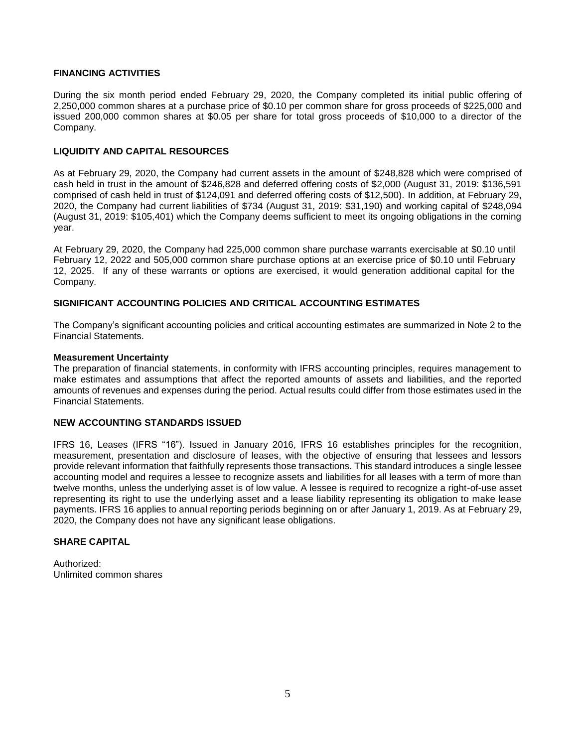## FINANCING ACTIVITIES

During the six month period ended February 29, 2020, the Company completed its initial public offering of 2,250,000 common shares at a purchase price of $0.10 per common share for gross proceeds of $225,000 and issued 200,000 common shares at $0.05 per share for total gross proceeds of $10,000 to a director of the Company.

## LIQUIDITY AND CAPITAL RESOURCES

As at February 29, 2020, the Company had current assets in the amount of $248,828 which were comprised of cash held in trust in the amount of $246,828 and deferred offering costs of $2,000 (August 31, 2019: $136,591 comprised of cash held in trust of $124,091 and deferred offering costs of $12,500). In addition, at February 29, 2020, the Company had current liabilities of $734 (August 31, 2019: $31,190) and working capital of $248,094 (August 31, 2019: $105,401) which the Company deems sufficient to meet its ongoing obligations in the coming year.

At February 29, 2020, the Company had 225,000 common share purchase warrants exercisable at $0.10 until February 12, 2022 and 505,000 common share purchase options at an exercise price of $0.10 until February 12, 2025. If any of these warrants or options are exercised, it would generation additional capital for the Company.

## SIGNIFICANT ACCOUNTING POLICIES AND CRITICAL ACCOUNTING ESTIMATES

The Company's significant accounting policies and critical accounting estimates are summarized in Note 2 to the Financial Statements.

**Measurement Uncertainty**

The preparation of financial statements, in conformity with IFRS accounting principles, requires management to make estimates and assumptions that affect the reported amounts of assets and liabilities, and the reported amounts of revenues and expenses during the period. Actual results could differ from those estimates used in the Financial Statements.

## NEW ACCOUNTING STANDARDS ISSUED

IFRS 16, Leases (IFRS "16"). Issued in January 2016, IFRS 16 establishes principles for the recognition, measurement, presentation and disclosure of leases, with the objective of ensuring that lessees and lessors provide relevant information that faithfully represents those transactions. This standard introduces a single lessee accounting model and requires a lessee to recognize assets and liabilities for all leases with a term of more than twelve months, unless the underlying asset is of low value. A lessee is required to recognize a right-of-use asset representing its right to use the underlying asset and a lease liability representing its obligation to make lease payments. IFRS 16 applies to annual reporting periods beginning on or after January 1, 2019. As at February 29, 2020, the Company does not have any significant lease obligations.

## SHARE CAPITAL

Authorized:
Unlimited common shares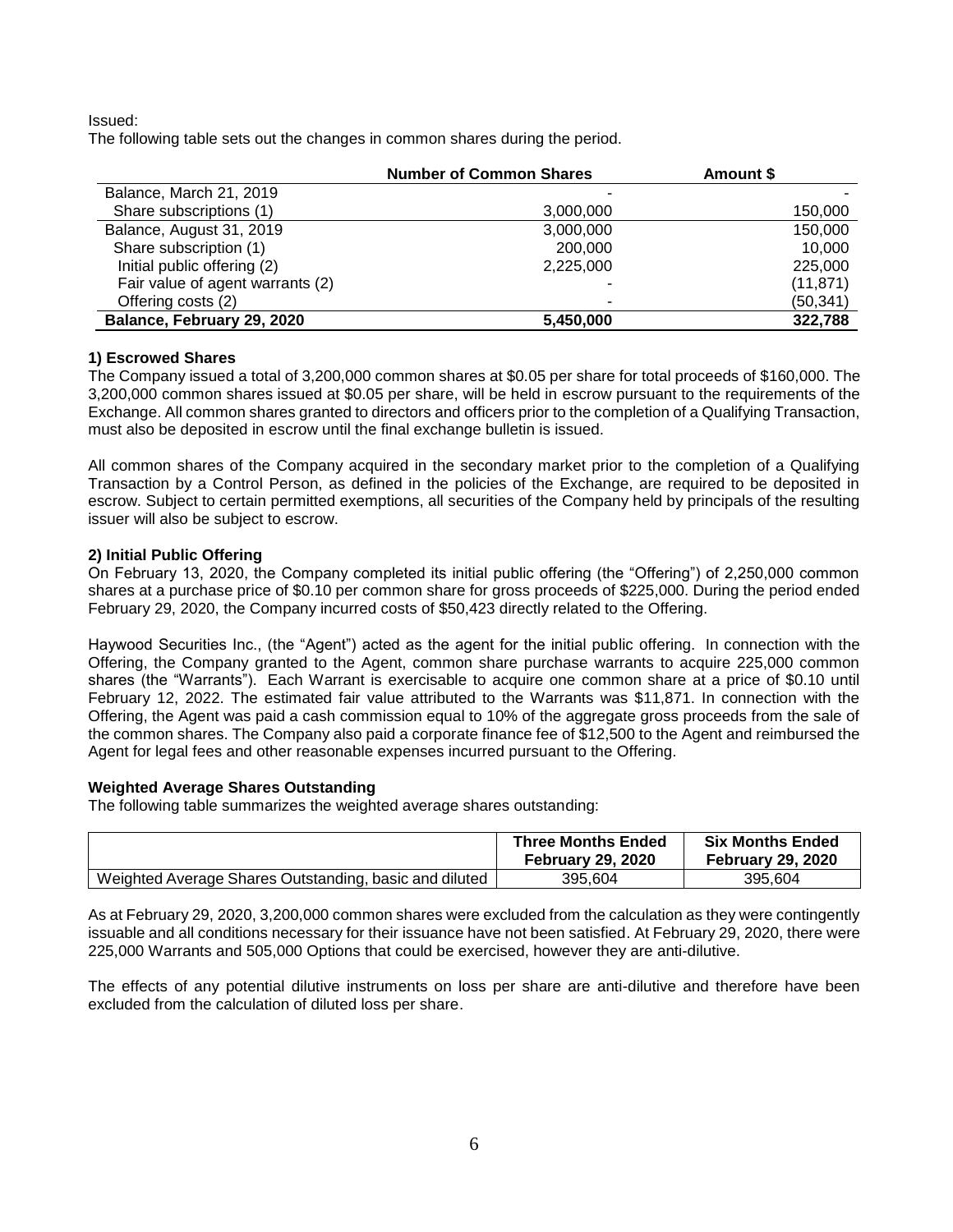Issued:
The following table sets out the changes in common shares during the period.

| | Number of Common Shares | Amount $ |
|---|---|---|
| Balance, March 21, 2019 | - | - |
| Share subscriptions (1) | 3,000,000 | 150,000 |
| Balance, August 31, 2019 | 3,000,000 | 150,000 |
| Share subscription (1) | 200,000 | 10,000 |
| Initial public offering (2) | 2,225,000 | 225,000 |
| Fair value of agent warrants (2) | - | (11,871) |
| Offering costs (2) | - | (50,341) |
| **Balance, February 29, 2020** | **5,450,000** | **322,788** |

**1) Escrowed Shares**

The Company issued a total of 3,200,000 common shares at $0.05 per share for total proceeds of $160,000. The 3,200,000 common shares issued at $0.05 per share, will be held in escrow pursuant to the requirements of the Exchange. All common shares granted to directors and officers prior to the completion of a Qualifying Transaction, must also be deposited in escrow until the final exchange bulletin is issued.

All common shares of the Company acquired in the secondary market prior to the completion of a Qualifying Transaction by a Control Person, as defined in the policies of the Exchange, are required to be deposited in escrow. Subject to certain permitted exemptions, all securities of the Company held by principals of the resulting issuer will also be subject to escrow.

**2) Initial Public Offering**

On February 13, 2020, the Company completed its initial public offering (the "Offering") of 2,250,000 common shares at a purchase price of $0.10 per common share for gross proceeds of $225,000. During the period ended February 29, 2020, the Company incurred costs of $50,423 directly related to the Offering.

Haywood Securities Inc., (the "Agent") acted as the agent for the initial public offering. In connection with the Offering, the Company granted to the Agent, common share purchase warrants to acquire 225,000 common shares (the "Warrants"). Each Warrant is exercisable to acquire one common share at a price of $0.10 until February 12, 2022. The estimated fair value attributed to the Warrants was $11,871. In connection with the Offering, the Agent was paid a cash commission equal to 10% of the aggregate gross proceeds from the sale of the common shares. The Company also paid a corporate finance fee of $12,500 to the Agent and reimbursed the Agent for legal fees and other reasonable expenses incurred pursuant to the Offering.

**Weighted Average Shares Outstanding**

The following table summarizes the weighted average shares outstanding:

| | Three Months Ended February 29, 2020 | Six Months Ended February 29, 2020 |
|---|---|---|
| Weighted Average Shares Outstanding, basic and diluted | 395,604 | 395,604 |

As at February 29, 2020, 3,200,000 common shares were excluded from the calculation as they were contingently issuable and all conditions necessary for their issuance have not been satisfied. At February 29, 2020, there were 225,000 Warrants and 505,000 Options that could be exercised, however they are anti-dilutive.

The effects of any potential dilutive instruments on loss per share are anti-dilutive and therefore have been excluded from the calculation of diluted loss per share.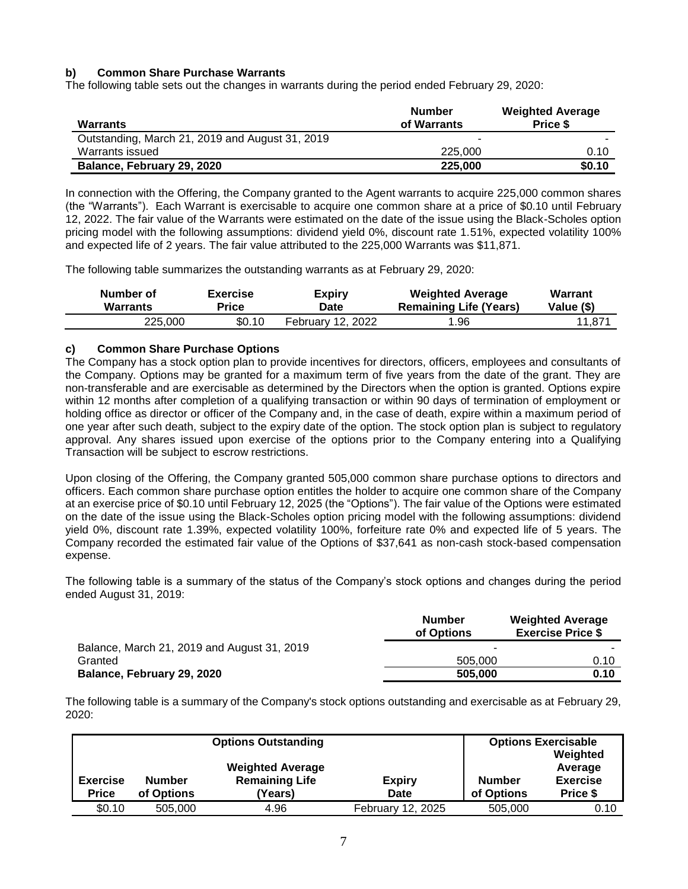### b) Common Share Purchase Warrants

The following table sets out the changes in warrants during the period ended February 29, 2020:

| Warrants | Number of Warrants | Weighted Average Price $ |
|---|---|---|
| Outstanding, March 21, 2019 and August 31, 2019 | - | - |
| Warrants issued | 225,000 | 0.10 |
| **Balance, February 29, 2020** | **225,000** | **$0.10** |

In connection with the Offering, the Company granted to the Agent warrants to acquire 225,000 common shares (the "Warrants"). Each Warrant is exercisable to acquire one common share at a price of $0.10 until February 12, 2022. The fair value of the Warrants were estimated on the date of the issue using the Black-Scholes option pricing model with the following assumptions: dividend yield 0%, discount rate 1.51%, expected volatility 100% and expected life of 2 years. The fair value attributed to the 225,000 Warrants was $11,871.

The following table summarizes the outstanding warrants as at February 29, 2020:

| Number of Warrants | Exercise Price | Expiry Date | Weighted Average Remaining Life (Years) | Warrant Value ($) |
|---|---|---|---|---|
| 225,000 | $0.10 | February 12, 2022 | 1.96 | 11,871 |

### c) Common Share Purchase Options

The Company has a stock option plan to provide incentives for directors, officers, employees and consultants of the Company. Options may be granted for a maximum term of five years from the date of the grant. They are non-transferable and are exercisable as determined by the Directors when the option is granted. Options expire within 12 months after completion of a qualifying transaction or within 90 days of termination of employment or holding office as director or officer of the Company and, in the case of death, expire within a maximum period of one year after such death, subject to the expiry date of the option. The stock option plan is subject to regulatory approval. Any shares issued upon exercise of the options prior to the Company entering into a Qualifying Transaction will be subject to escrow restrictions.

Upon closing of the Offering, the Company granted 505,000 common share purchase options to directors and officers. Each common share purchase option entitles the holder to acquire one common share of the Company at an exercise price of $0.10 until February 12, 2025 (the "Options"). The fair value of the Options were estimated on the date of the issue using the Black-Scholes option pricing model with the following assumptions: dividend yield 0%, discount rate 1.39%, expected volatility 100%, forfeiture rate 0% and expected life of 5 years. The Company recorded the estimated fair value of the Options of $37,641 as non-cash stock-based compensation expense.

The following table is a summary of the status of the Company's stock options and changes during the period ended August 31, 2019:

| | Number of Options | Weighted Average Exercise Price $ |
|---|---|---|
| Balance, March 21, 2019 and August 31, 2019 | - | - |
| Granted | 505,000 | 0.10 |
| **Balance, February 29, 2020** | **505,000** | **0.10** |

The following table is a summary of the Company's stock options outstanding and exercisable as at February 29, 2020:

| Options Outstanding | | | | Options Exercisable | |
|---|---|---|---|---|---|
| Exercise Price | Number of Options | Weighted Average Remaining Life (Years) | Expiry Date | Number of Options | Weighted Average Exercise Price $ |
| $0.10 | 505,000 | 4.96 | February 12, 2025 | 505,000 | 0.10 |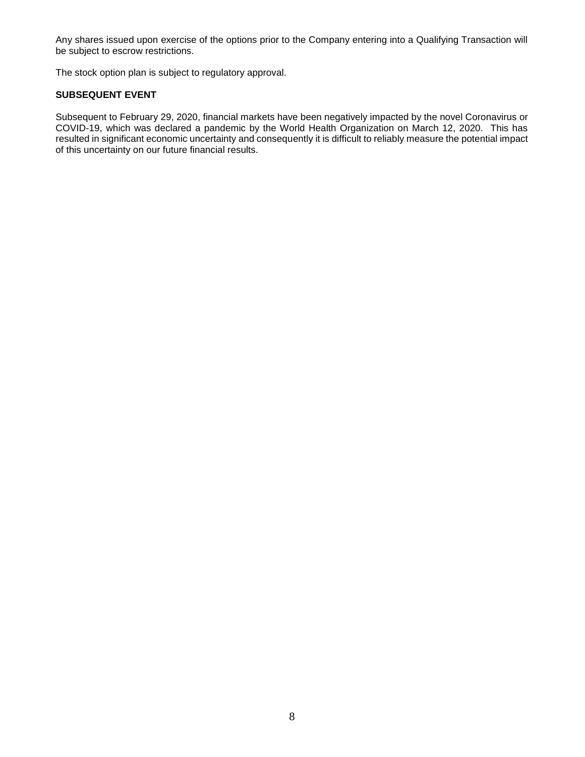Any shares issued upon exercise of the options prior to the Company entering into a Qualifying Transaction will be subject to escrow restrictions.

The stock option plan is subject to regulatory approval.

**SUBSEQUENT EVENT**

Subsequent to February 29, 2020, financial markets have been negatively impacted by the novel Coronavirus or COVID-19, which was declared a pandemic by the World Health Organization on March 12, 2020. This has resulted in significant economic uncertainty and consequently it is difficult to reliably measure the potential impact of this uncertainty on our future financial results.